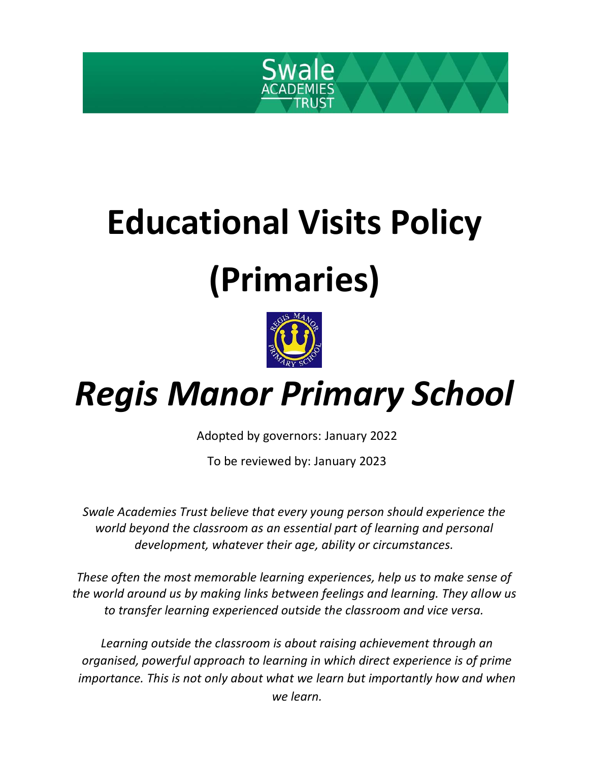# Educational Visits Policy (Primaries)

# *Regis Manor Primary School*

Adopted by governors: January 2022

To be reviewed by: January 2023

*Swale Academies Trust believe that every young person should experience the world beyond the classroom as an essential part of learning and personal development, whatever their age, ability or circumstances.*

*These often the most memorable learning experiences, help us to make sense of the world around us by making links between feelings and learning. They allow us to transfer learning experienced outside the classroom and vice versa.*

*Learning outside the classroom is about raising achievement through an organised, powerful approach to learning in which direct experience is of prime importance. This is not only about what we learn but importantly how and when we learn.*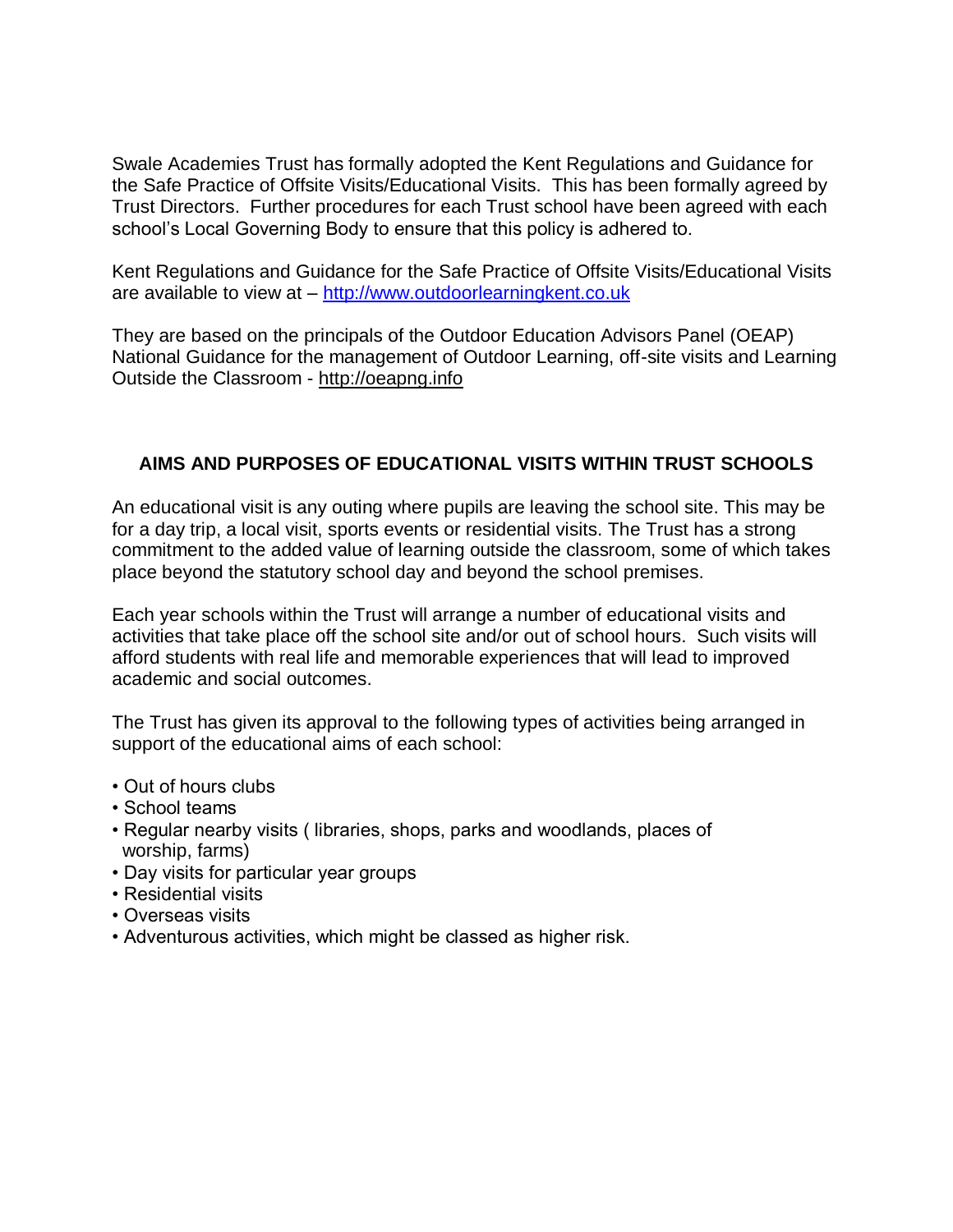Swale Academies Trust has formally adopted the Kent Regulations and Guidance for the Safe Practice of Offsite Visits/Educational Visits. This has been formally agreed by Trust Directors. Further procedures for each Trust school have been agreed with each school's Local Governing Body to ensure that this policy is adhered to.

Kent Regulations and Guidance for the Safe Practice of Offsite Visits/Educational Visits are available to view at – [http://www.outdoorlearningkent.co.uk](http://www.outdoorlearningkent.co.uk)

They are based on the principals of the Outdoor Education Advisors Panel (OEAP) National Guidance for the management of Outdoor Learning, off-site visits and Learning Outside the Classroom - http://oeapng.info

## AIMS AND PURPOSES OF EDUCATIONAL VISITS WITHIN TRUST SCHOOLS

An educational visit is any outing where pupils are leaving the school site. This may be for a day trip, a local visit, sports events or residential visits. The Trust has a strong commitment to the added value of learning outside the classroom, some of which takes place beyond the statutory school day and beyond the school premises.

Each year schools within the Trust will arrange a number of educational visits and activities that take place off the school site and/or out of school hours. Such visits will afford students with real life and memorable experiences that will lead to improved academic and social outcomes.

The Trust has given its approval to the following types of activities being arranged in support of the educational aims of each school:

- Out of hours clubs
- School teams
- Regular nearby visits ( libraries, shops, parks and woodlands, places of worship, farms)
- Day visits for particular year groups
- Residential visits
- Overseas visits
- Adventurous activities, which might be classed as higher risk.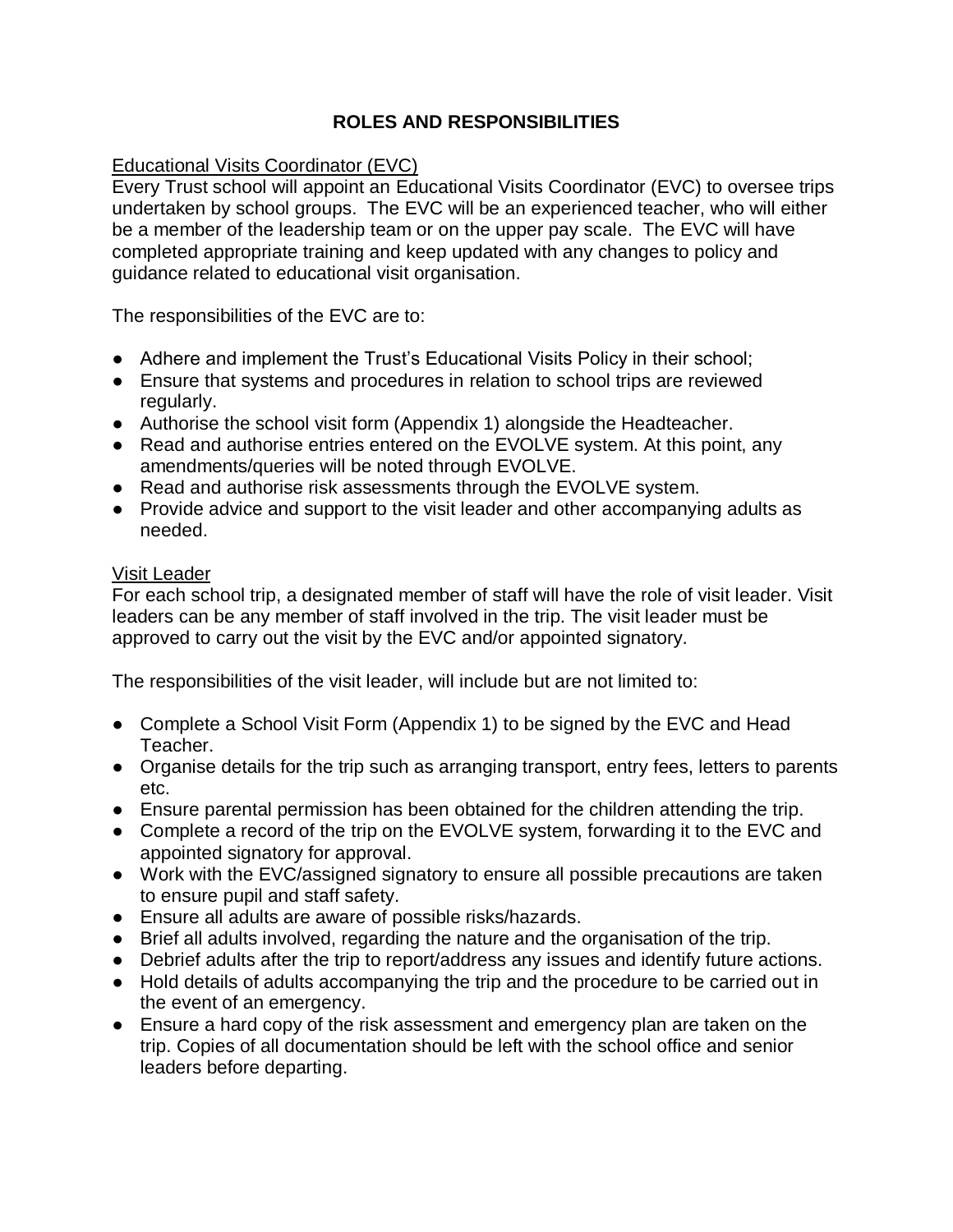# ROLES AND RESPONSIBILITIES

## Educational Visits Coordinator (EVC)

Every Trust school will appoint an Educational Visits Coordinator (EVC) to oversee trips undertaken by school groups. The EVC will be an experienced teacher, who will either be a member of the leadership team or on the upper pay scale. The EVC will have completed appropriate training and keep updated with any changes to policy and guidance related to educational visit organisation.

The responsibilities of the EVC are to:

- Adhere and implement the Trust's Educational Visits Policy in their school;
- Ensure that systems and procedures in relation to school trips are reviewed regularly.
- Authorise the school visit form (Appendix 1) alongside the Headteacher.
- Read and authorise entries entered on the EVOLVE system. At this point, any amendments/queries will be noted through EVOLVE.
- Read and authorise risk assessments through the EVOLVE system.
- Provide advice and support to the visit leader and other accompanying adults as needed.

## Visit Leader

For each school trip, a designated member of staff will have the role of visit leader. Visit leaders can be any member of staff involved in the trip. The visit leader must be approved to carry out the visit by the EVC and/or appointed signatory.

The responsibilities of the visit leader, will include but are not limited to:

- Complete a School Visit Form (Appendix 1) to be signed by the EVC and Head Teacher.
- Organise details for the trip such as arranging transport, entry fees, letters to parents etc.
- Ensure parental permission has been obtained for the children attending the trip.
- Complete a record of the trip on the EVOLVE system, forwarding it to the EVC and appointed signatory for approval.
- Work with the EVC/assigned signatory to ensure all possible precautions are taken to ensure pupil and staff safety.
- Ensure all adults are aware of possible risks/hazards.
- Brief all adults involved, regarding the nature and the organisation of the trip.
- Debrief adults after the trip to report/address any issues and identify future actions.
- Hold details of adults accompanying the trip and the procedure to be carried out in the event of an emergency.
- Ensure a hard copy of the risk assessment and emergency plan are taken on the trip. Copies of all documentation should be left with the school office and senior leaders before departing.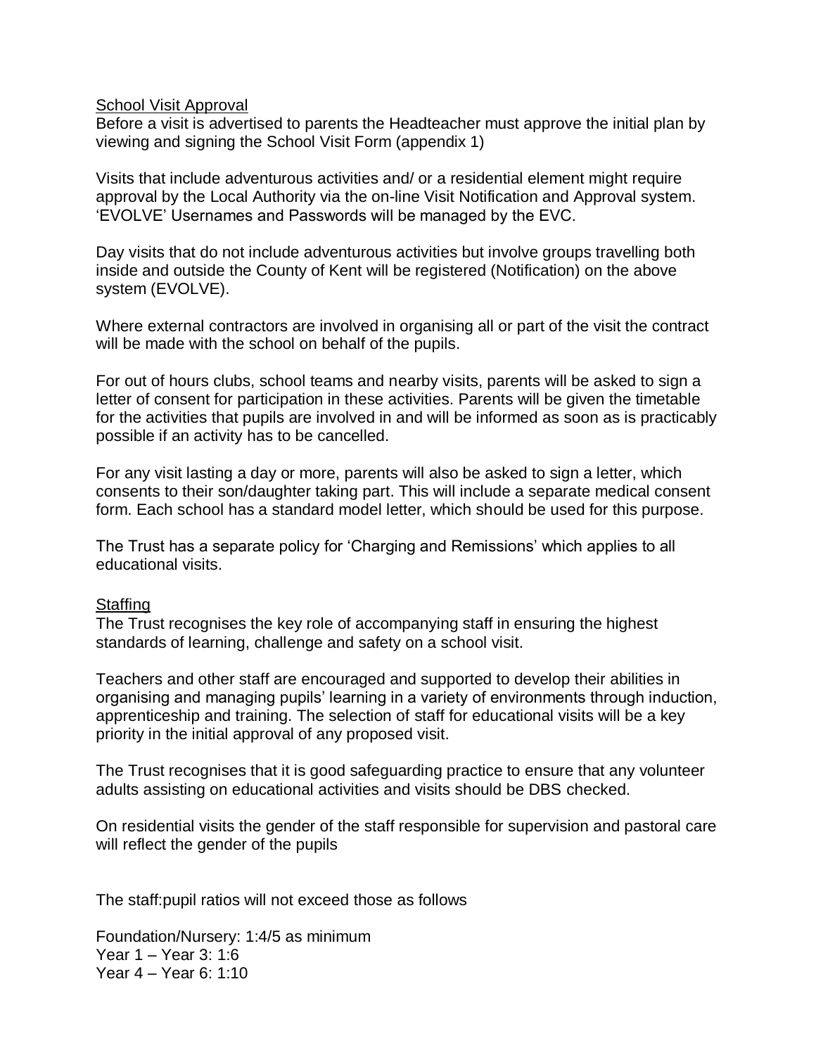## School Visit Approval

Before a visit is advertised to parents the Headteacher must approve the initial plan by viewing and signing the School Visit Form (appendix 1)

Visits that include adventurous activities and/ or a residential element might require approval by the Local Authority via the on-line Visit Notification and Approval system. 'EVOLVE' Usernames and Passwords will be managed by the EVC.

Day visits that do not include adventurous activities but involve groups travelling both inside and outside the County of Kent will be registered (Notification) on the above system (EVOLVE).

Where external contractors are involved in organising all or part of the visit the contract will be made with the school on behalf of the pupils.

For out of hours clubs, school teams and nearby visits, parents will be asked to sign a letter of consent for participation in these activities. Parents will be given the timetable for the activities that pupils are involved in and will be informed as soon as is practicably possible if an activity has to be cancelled.

For any visit lasting a day or more, parents will also be asked to sign a letter, which consents to their son/daughter taking part. This will include a separate medical consent form. Each school has a standard model letter, which should be used for this purpose.

The Trust has a separate policy for 'Charging and Remissions' which applies to all educational visits.

## Staffing

The Trust recognises the key role of accompanying staff in ensuring the highest standards of learning, challenge and safety on a school visit.

Teachers and other staff are encouraged and supported to develop their abilities in organising and managing pupils' learning in a variety of environments through induction, apprenticeship and training. The selection of staff for educational visits will be a key priority in the initial approval of any proposed visit.

The Trust recognises that it is good safeguarding practice to ensure that any volunteer adults assisting on educational activities and visits should be DBS checked.

On residential visits the gender of the staff responsible for supervision and pastoral care will reflect the gender of the pupils

The staff:pupil ratios will not exceed those as follows

Foundation/Nursery: 1:4/5 as minimum
Year 1 – Year 3: 1:6
Year 4 – Year 6: 1:10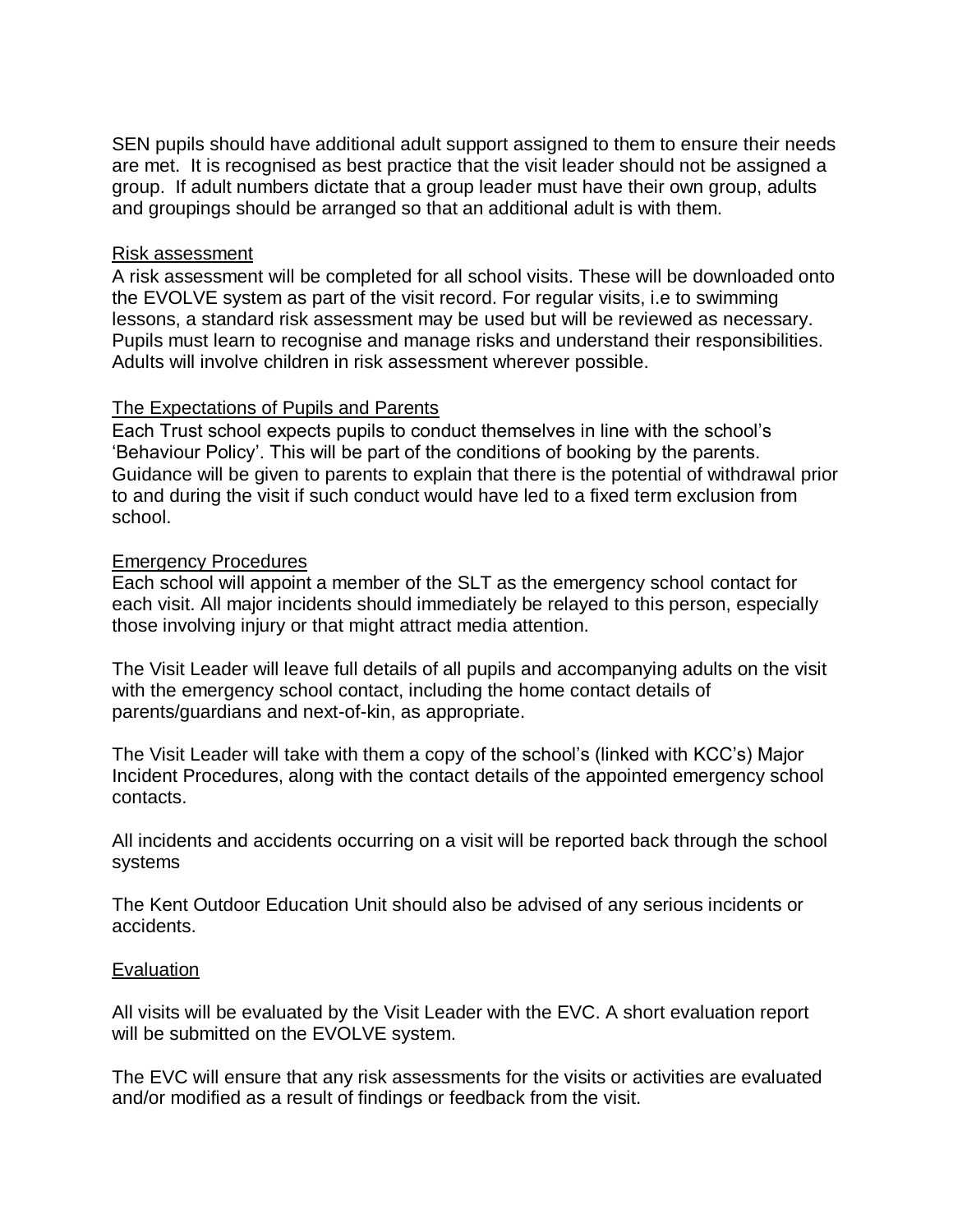SEN pupils should have additional adult support assigned to them to ensure their needs are met. It is recognised as best practice that the visit leader should not be assigned a group. If adult numbers dictate that a group leader must have their own group, adults and groupings should be arranged so that an additional adult is with them.

<u>Risk assessment</u>

A risk assessment will be completed for all school visits. These will be downloaded onto the EVOLVE system as part of the visit record. For regular visits, i.e to swimming lessons, a standard risk assessment may be used but will be reviewed as necessary. Pupils must learn to recognise and manage risks and understand their responsibilities. Adults will involve children in risk assessment wherever possible.

<u>The Expectations of Pupils and Parents</u>

Each Trust school expects pupils to conduct themselves in line with the school's 'Behaviour Policy'. This will be part of the conditions of booking by the parents. Guidance will be given to parents to explain that there is the potential of withdrawal prior to and during the visit if such conduct would have led to a fixed term exclusion from school.

<u>Emergency Procedures</u>

Each school will appoint a member of the SLT as the emergency school contact for each visit. All major incidents should immediately be relayed to this person, especially those involving injury or that might attract media attention.

The Visit Leader will leave full details of all pupils and accompanying adults on the visit with the emergency school contact, including the home contact details of parents/guardians and next-of-kin, as appropriate.

The Visit Leader will take with them a copy of the school's (linked with KCC's) Major Incident Procedures, along with the contact details of the appointed emergency school contacts.

All incidents and accidents occurring on a visit will be reported back through the school systems

The Kent Outdoor Education Unit should also be advised of any serious incidents or accidents.

<u>Evaluation</u>

All visits will be evaluated by the Visit Leader with the EVC. A short evaluation report will be submitted on the EVOLVE system.

The EVC will ensure that any risk assessments for the visits or activities are evaluated and/or modified as a result of findings or feedback from the visit.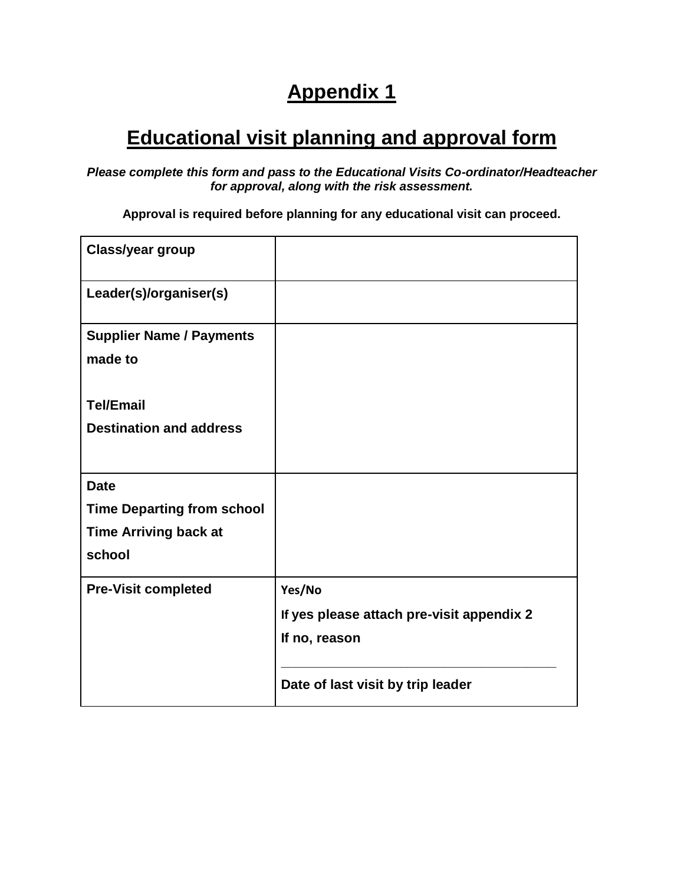# Appendix 1

## Educational visit planning and approval form

***Please complete this form and pass to the Educational Visits Co-ordinator/Headteacher for approval, along with the risk assessment.***

**Approval is required before planning for any educational visit can proceed.**

| | |
|---|---|
| **Class/year group** | |
| **Leader(s)/organiser(s)** | |
| **Supplier Name / Payments made to**<br><br>**Tel/Email**<br>**Destination and address** | |
| **Date**<br>**Time Departing from school**<br>**Time Arriving back at school** | |
| **Pre-Visit completed** | **Yes/No**<br>**If yes please attach pre-visit appendix 2**<br>**If no, reason**<br>\_\_\_\_\_\_\_\_\_\_\_\_\_\_\_\_\_\_\_\_\_\_\_\_\_\_\_\_\_\_\_\_\_\_\_\_\_\_\_\_<br>**Date of last visit by trip leader** |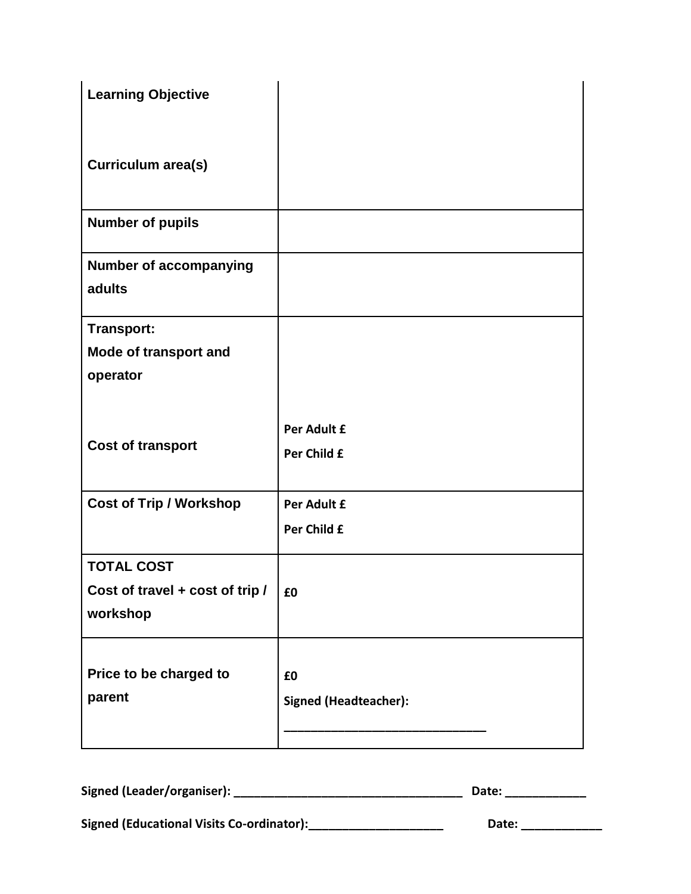| | |
|---|---|
| **Learning Objective**<br><br>**Curriculum area(s)** | |
| **Number of pupils** | |
| **Number of accompanying adults** | |
| **Transport:**<br>**Mode of transport and operator**<br><br>**Cost of transport** | <br><br><br>**Per Adult £**<br>**Per Child £** |
| **Cost of Trip / Workshop** | **Per Adult £**<br>**Per Child £** |
| **TOTAL COST**<br>**Cost of travel + cost of trip / workshop** | **£0** |
| **Price to be charged to parent** | **£0**<br>**Signed (Headteacher):**<br>**______________________________** |

**Signed (Leader/organiser): ___________________________________ Date: ____________**

**Signed (Educational Visits Co-ordinator):_____________________ Date: ____________**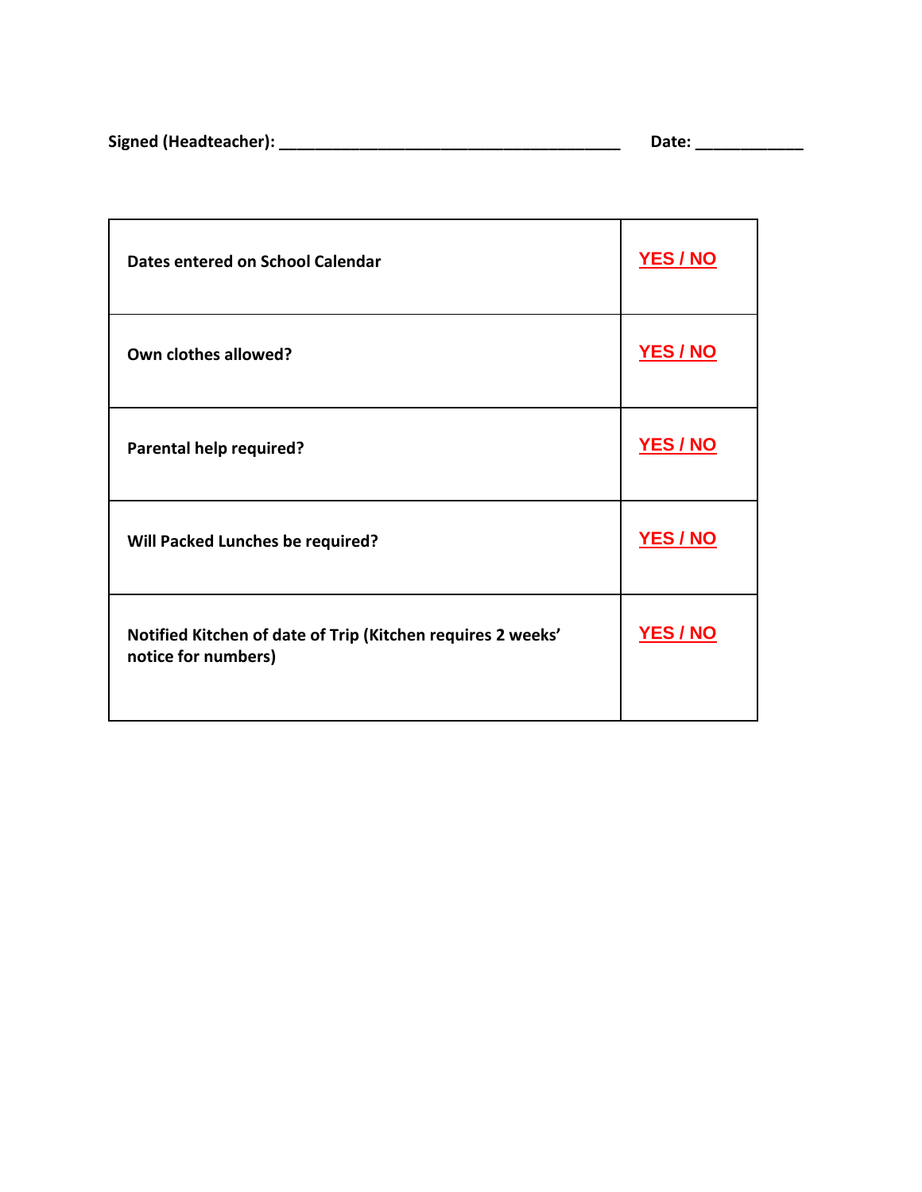**Signed (Headteacher): ________________________________________ Date: ____________**

| | |
|---|---|
| **Dates entered on School Calendar** | YES / NO |
| **Own clothes allowed?** | YES / NO |
| **Parental help required?** | YES / NO |
| **Will Packed Lunches be required?** | YES / NO |
| **Notified Kitchen of date of Trip (Kitchen requires 2 weeks' notice for numbers)** | YES / NO |